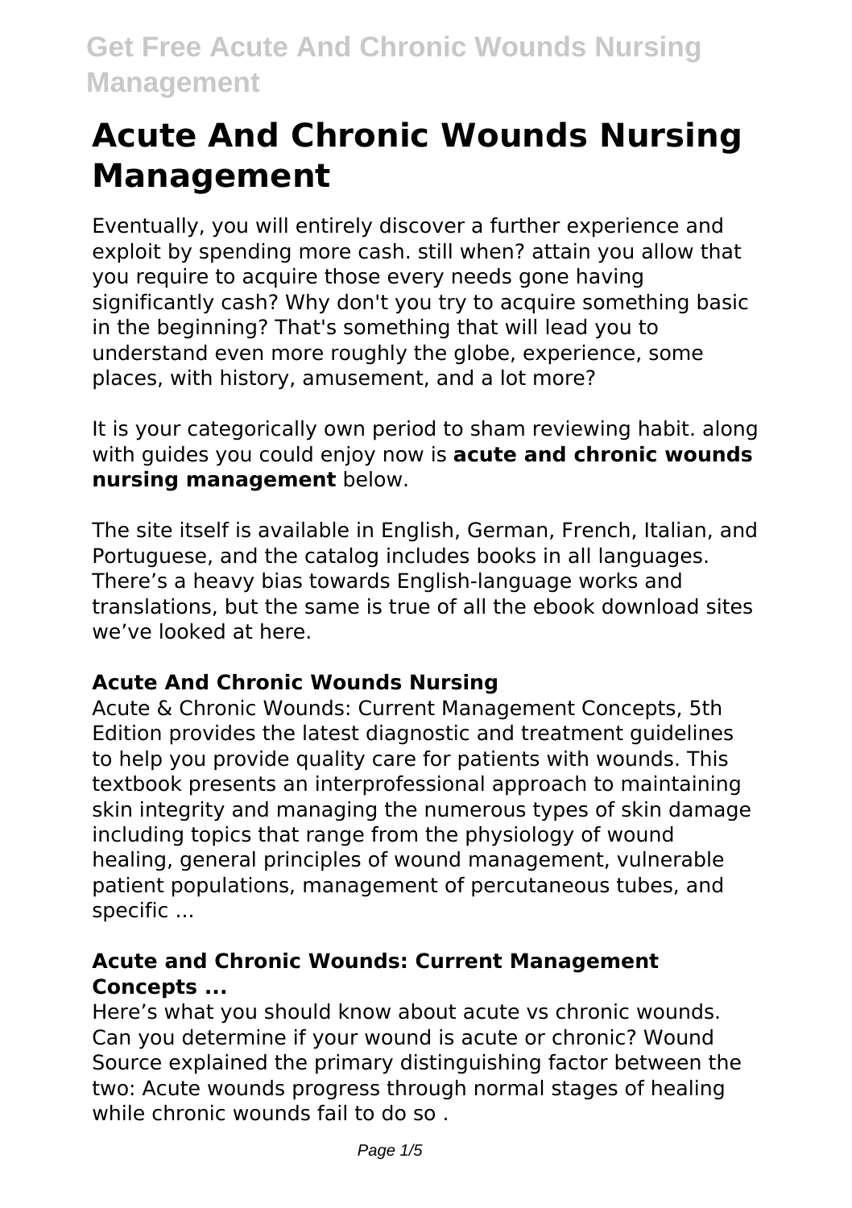# Acute And Chronic Wounds Nursing Management

Eventually, you will entirely discover a further experience and exploit by spending more cash. still when? attain you allow that you require to acquire those every needs gone having significantly cash? Why don't you try to acquire something basic in the beginning? That's something that will lead you to understand even more roughly the globe, experience, some places, with history, amusement, and a lot more?

It is your categorically own period to sham reviewing habit. along with guides you could enjoy now is **acute and chronic wounds nursing management** below.

The site itself is available in English, German, French, Italian, and Portuguese, and the catalog includes books in all languages. There's a heavy bias towards English-language works and translations, but the same is true of all the ebook download sites we've looked at here.

### Acute And Chronic Wounds Nursing

Acute & Chronic Wounds: Current Management Concepts, 5th Edition provides the latest diagnostic and treatment guidelines to help you provide quality care for patients with wounds. This textbook presents an interprofessional approach to maintaining skin integrity and managing the numerous types of skin damage including topics that range from the physiology of wound healing, general principles of wound management, vulnerable patient populations, management of percutaneous tubes, and specific ...

### Acute and Chronic Wounds: Current Management Concepts ...

Here's what you should know about acute vs chronic wounds. Can you determine if your wound is acute or chronic? Wound Source explained the primary distinguishing factor between the two: Acute wounds progress through normal stages of healing while chronic wounds fail to do so .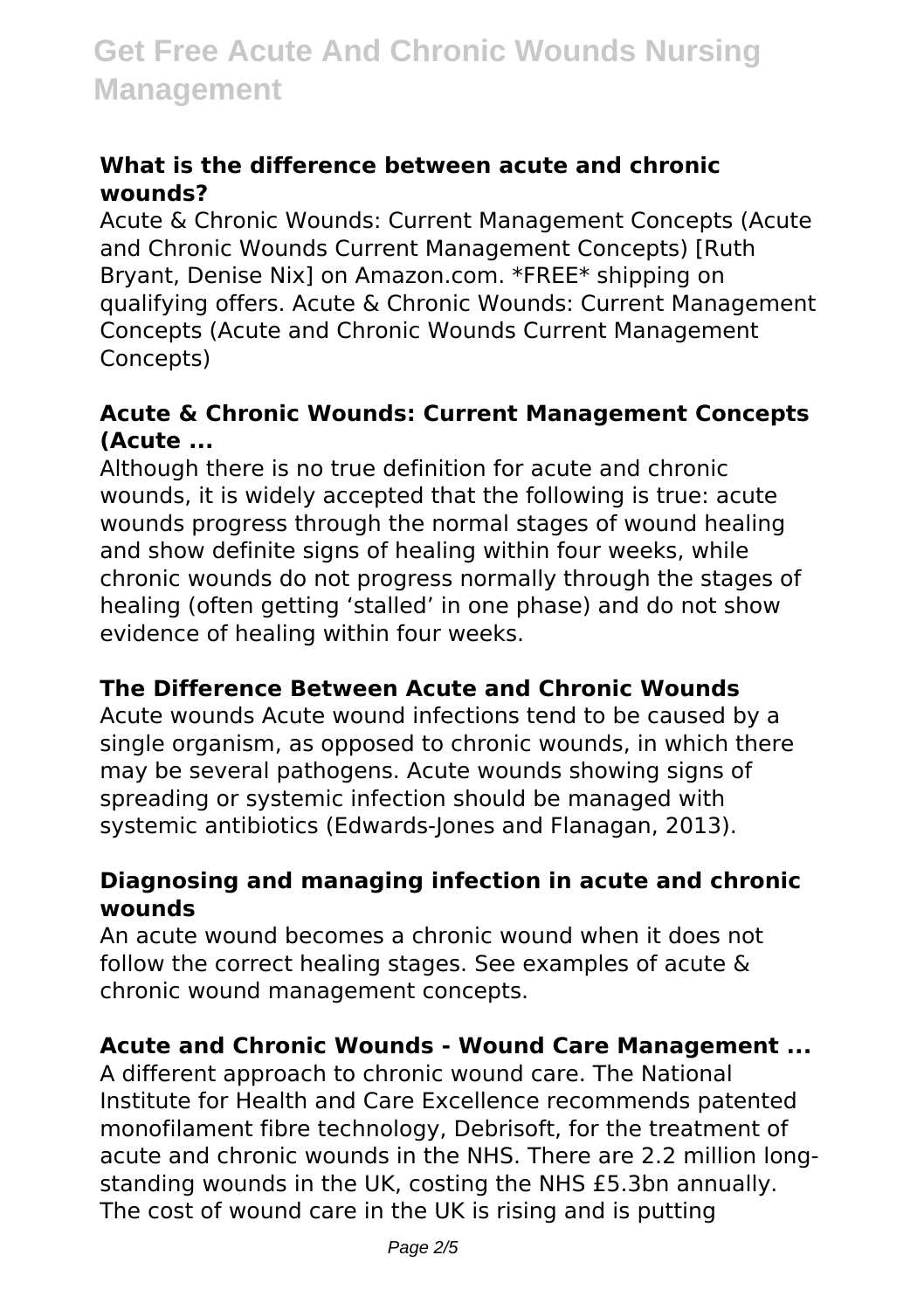### What is the difference between acute and chronic wounds?

Acute & Chronic Wounds: Current Management Concepts (Acute and Chronic Wounds Current Management Concepts) [Ruth Bryant, Denise Nix] on Amazon.com. *FREE* shipping on qualifying offers. Acute & Chronic Wounds: Current Management Concepts (Acute and Chronic Wounds Current Management Concepts)

### Acute & Chronic Wounds: Current Management Concepts (Acute ...

Although there is no true definition for acute and chronic wounds, it is widely accepted that the following is true: acute wounds progress through the normal stages of wound healing and show definite signs of healing within four weeks, while chronic wounds do not progress normally through the stages of healing (often getting 'stalled' in one phase) and do not show evidence of healing within four weeks.

### The Difference Between Acute and Chronic Wounds

Acute wounds Acute wound infections tend to be caused by a single organism, as opposed to chronic wounds, in which there may be several pathogens. Acute wounds showing signs of spreading or systemic infection should be managed with systemic antibiotics (Edwards-Jones and Flanagan, 2013).

### Diagnosing and managing infection in acute and chronic wounds

An acute wound becomes a chronic wound when it does not follow the correct healing stages. See examples of acute & chronic wound management concepts.

### Acute and Chronic Wounds - Wound Care Management ...

A different approach to chronic wound care. The National Institute for Health and Care Excellence recommends patented monofilament fibre technology, Debrisoft, for the treatment of acute and chronic wounds in the NHS. There are 2.2 million long-standing wounds in the UK, costing the NHS £5.3bn annually. The cost of wound care in the UK is rising and is putting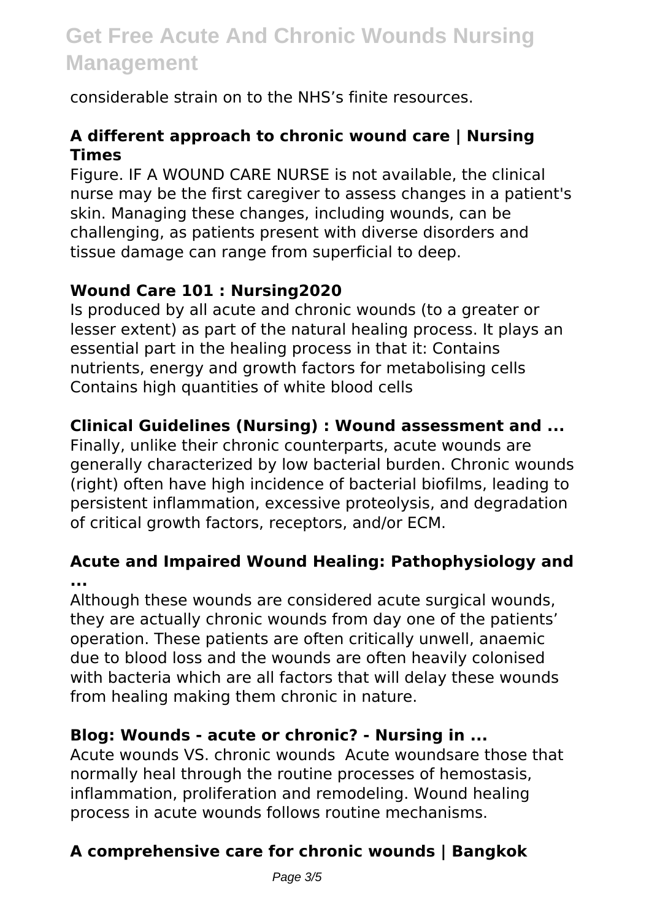considerable strain on to the NHS's finite resources.

### A different approach to chronic wound care | Nursing Times

Figure. IF A WOUND CARE NURSE is not available, the clinical nurse may be the first caregiver to assess changes in a patient's skin. Managing these changes, including wounds, can be challenging, as patients present with diverse disorders and tissue damage can range from superficial to deep.

### Wound Care 101 : Nursing2020

Is produced by all acute and chronic wounds (to a greater or lesser extent) as part of the natural healing process. It plays an essential part in the healing process in that it: Contains nutrients, energy and growth factors for metabolising cells Contains high quantities of white blood cells

### Clinical Guidelines (Nursing) : Wound assessment and ...

Finally, unlike their chronic counterparts, acute wounds are generally characterized by low bacterial burden. Chronic wounds (right) often have high incidence of bacterial biofilms, leading to persistent inflammation, excessive proteolysis, and degradation of critical growth factors, receptors, and/or ECM.

### Acute and Impaired Wound Healing: Pathophysiology and ...

Although these wounds are considered acute surgical wounds, they are actually chronic wounds from day one of the patients' operation. These patients are often critically unwell, anaemic due to blood loss and the wounds are often heavily colonised with bacteria which are all factors that will delay these wounds from healing making them chronic in nature.

### Blog: Wounds - acute or chronic? - Nursing in ...

Acute wounds VS. chronic wounds  Acute woundsare those that normally heal through the routine processes of hemostasis, inflammation, proliferation and remodeling. Wound healing process in acute wounds follows routine mechanisms.

### A comprehensive care for chronic wounds | Bangkok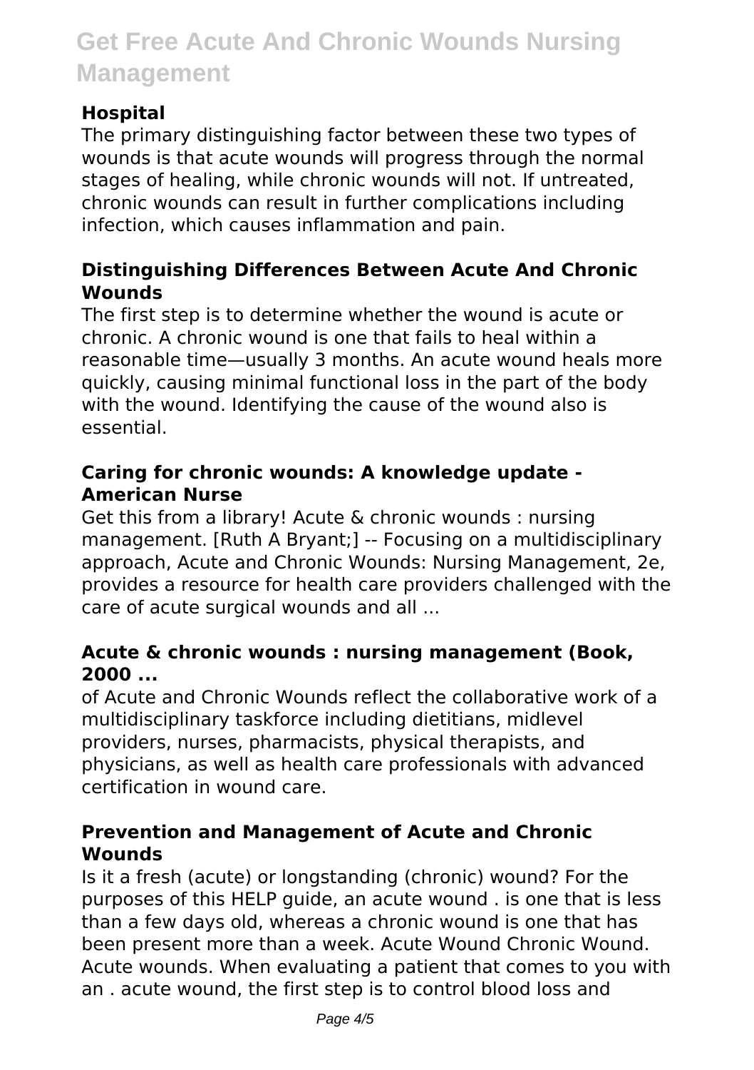### Hospital

The primary distinguishing factor between these two types of wounds is that acute wounds will progress through the normal stages of healing, while chronic wounds will not. If untreated, chronic wounds can result in further complications including infection, which causes inflammation and pain.

### Distinguishing Differences Between Acute And Chronic Wounds

The first step is to determine whether the wound is acute or chronic. A chronic wound is one that fails to heal within a reasonable time—usually 3 months. An acute wound heals more quickly, causing minimal functional loss in the part of the body with the wound. Identifying the cause of the wound also is essential.

### Caring for chronic wounds: A knowledge update - American Nurse

Get this from a library! Acute & chronic wounds : nursing management. [Ruth A Bryant;] -- Focusing on a multidisciplinary approach, Acute and Chronic Wounds: Nursing Management, 2e, provides a resource for health care providers challenged with the care of acute surgical wounds and all ...

### Acute & chronic wounds : nursing management (Book, 2000 ...

of Acute and Chronic Wounds reflect the collaborative work of a multidisciplinary taskforce including dietitians, midlevel providers, nurses, pharmacists, physical therapists, and physicians, as well as health care professionals with advanced certification in wound care.

### Prevention and Management of Acute and Chronic Wounds

Is it a fresh (acute) or longstanding (chronic) wound? For the purposes of this HELP guide, an acute wound . is one that is less than a few days old, whereas a chronic wound is one that has been present more than a week. Acute Wound Chronic Wound. Acute wounds. When evaluating a patient that comes to you with an . acute wound, the first step is to control blood loss and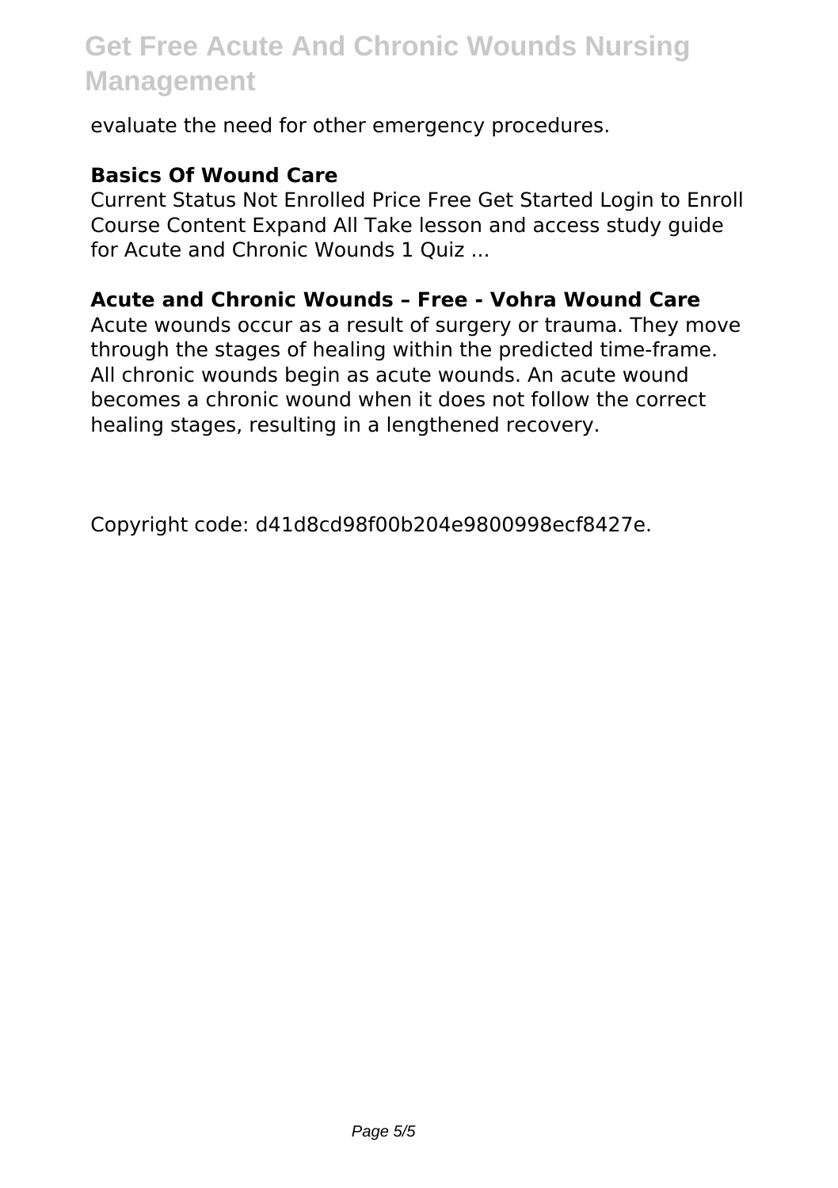evaluate the need for other emergency procedures.

**Basics Of Wound Care**

Current Status Not Enrolled Price Free Get Started Login to Enroll Course Content Expand All Take lesson and access study guide for Acute and Chronic Wounds 1 Quiz ...

**Acute and Chronic Wounds – Free - Vohra Wound Care**

Acute wounds occur as a result of surgery or trauma. They move through the stages of healing within the predicted time-frame. All chronic wounds begin as acute wounds. An acute wound becomes a chronic wound when it does not follow the correct healing stages, resulting in a lengthened recovery.

Copyright code: d41d8cd98f00b204e9800998ecf8427e.